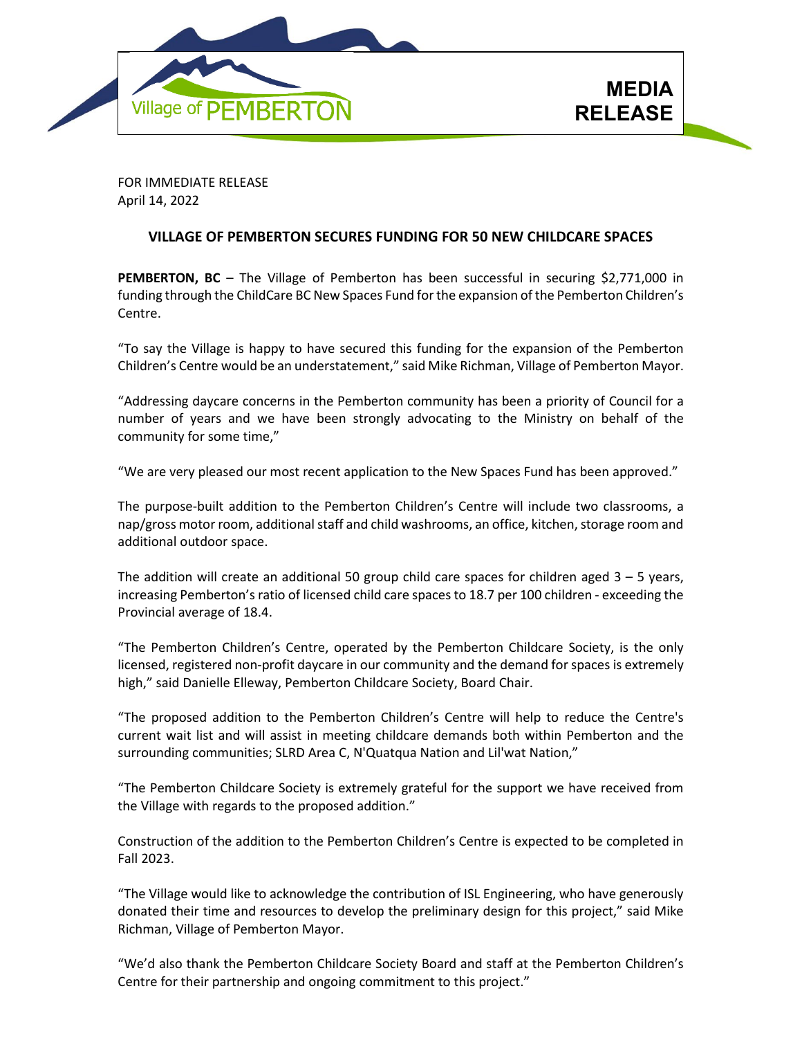Village of PEMBERTON

**MEDIA RELEASE**

FOR IMMEDIATE RELEASE
April 14, 2022

## VILLAGE OF PEMBERTON SECURES FUNDING FOR 50 NEW CHILDCARE SPACES

**PEMBERTON, BC** – The Village of Pemberton has been successful in securing $2,771,000 in funding through the ChildCare BC New Spaces Fund for the expansion of the Pemberton Children's Centre.

"To say the Village is happy to have secured this funding for the expansion of the Pemberton Children's Centre would be an understatement," said Mike Richman, Village of Pemberton Mayor.

"Addressing daycare concerns in the Pemberton community has been a priority of Council for a number of years and we have been strongly advocating to the Ministry on behalf of the community for some time,"

"We are very pleased our most recent application to the New Spaces Fund has been approved."

The purpose-built addition to the Pemberton Children's Centre will include two classrooms, a nap/gross motor room, additional staff and child washrooms, an office, kitchen, storage room and additional outdoor space.

The addition will create an additional 50 group child care spaces for children aged 3 – 5 years, increasing Pemberton's ratio of licensed child care spaces to 18.7 per 100 children - exceeding the Provincial average of 18.4.

"The Pemberton Children's Centre, operated by the Pemberton Childcare Society, is the only licensed, registered non-profit daycare in our community and the demand for spaces is extremely high," said Danielle Elleway, Pemberton Childcare Society, Board Chair.

"The proposed addition to the Pemberton Children's Centre will help to reduce the Centre's current wait list and will assist in meeting childcare demands both within Pemberton and the surrounding communities; SLRD Area C, N'Quatqua Nation and Lil'wat Nation,"

"The Pemberton Childcare Society is extremely grateful for the support we have received from the Village with regards to the proposed addition."

Construction of the addition to the Pemberton Children's Centre is expected to be completed in Fall 2023.

"The Village would like to acknowledge the contribution of ISL Engineering, who have generously donated their time and resources to develop the preliminary design for this project," said Mike Richman, Village of Pemberton Mayor.

"We'd also thank the Pemberton Childcare Society Board and staff at the Pemberton Children's Centre for their partnership and ongoing commitment to this project."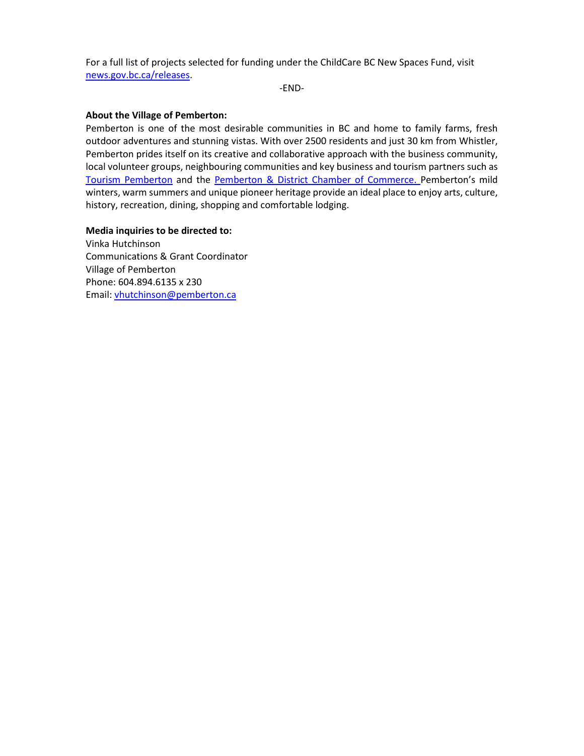For a full list of projects selected for funding under the ChildCare BC New Spaces Fund, visit [news.gov.bc.ca/releases](news.gov.bc.ca/releases).

-END-

**About the Village of Pemberton:**

Pemberton is one of the most desirable communities in BC and home to family farms, fresh outdoor adventures and stunning vistas. With over 2500 residents and just 30 km from Whistler, Pemberton prides itself on its creative and collaborative approach with the business community, local volunteer groups, neighbouring communities and key business and tourism partners such as Tourism Pemberton and the Pemberton & District Chamber of Commerce. Pemberton's mild winters, warm summers and unique pioneer heritage provide an ideal place to enjoy arts, culture, history, recreation, dining, shopping and comfortable lodging.

**Media inquiries to be directed to:**

Vinka Hutchinson
Communications & Grant Coordinator
Village of Pemberton
Phone: 604.894.6135 x 230
Email: vhutchinson@pemberton.ca